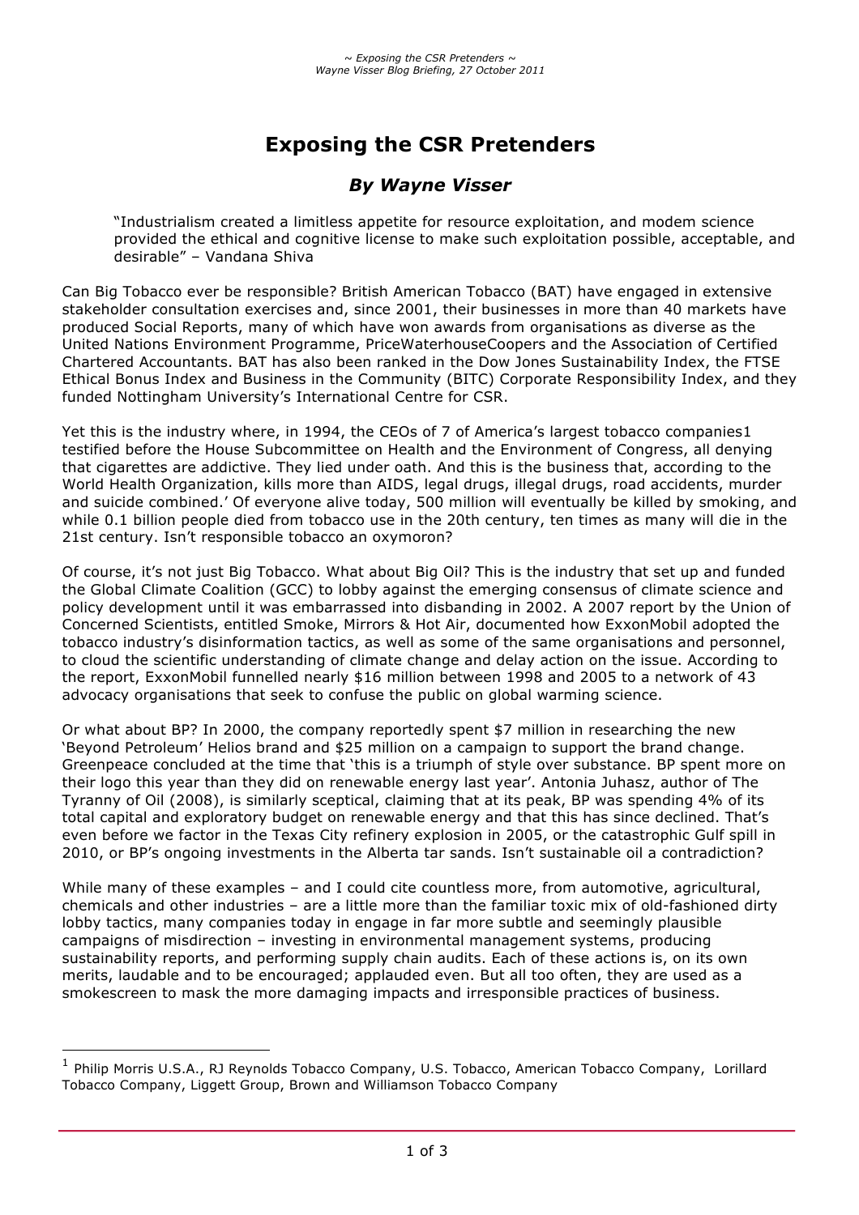# Exposing the CSR Pretenders

## *By Wayne Visser*

> "Industrialism created a limitless appetite for resource exploitation, and modem science provided the ethical and cognitive license to make such exploitation possible, acceptable, and desirable" – Vandana Shiva

Can Big Tobacco ever be responsible? British American Tobacco (BAT) have engaged in extensive stakeholder consultation exercises and, since 2001, their businesses in more than 40 markets have produced Social Reports, many of which have won awards from organisations as diverse as the United Nations Environment Programme, PriceWaterhouseCoopers and the Association of Certified Chartered Accountants. BAT has also been ranked in the Dow Jones Sustainability Index, the FTSE Ethical Bonus Index and Business in the Community (BITC) Corporate Responsibility Index, and they funded Nottingham University's International Centre for CSR.

Yet this is the industry where, in 1994, the CEOs of 7 of America's largest tobacco companies[1] testified before the House Subcommittee on Health and the Environment of Congress, all denying that cigarettes are addictive. They lied under oath. And this is the business that, according to the World Health Organization, kills more than AIDS, legal drugs, illegal drugs, road accidents, murder and suicide combined.' Of everyone alive today, 500 million will eventually be killed by smoking, and while 0.1 billion people died from tobacco use in the 20th century, ten times as many will die in the 21st century. Isn't responsible tobacco an oxymoron?

Of course, it's not just Big Tobacco. What about Big Oil? This is the industry that set up and funded the Global Climate Coalition (GCC) to lobby against the emerging consensus of climate science and policy development until it was embarrassed into disbanding in 2002. A 2007 report by the Union of Concerned Scientists, entitled Smoke, Mirrors & Hot Air, documented how ExxonMobil adopted the tobacco industry's disinformation tactics, as well as some of the same organisations and personnel, to cloud the scientific understanding of climate change and delay action on the issue. According to the report, ExxonMobil funnelled nearly $16 million between 1998 and 2005 to a network of 43 advocacy organisations that seek to confuse the public on global warming science.

Or what about BP? In 2000, the company reportedly spent $7 million in researching the new 'Beyond Petroleum' Helios brand and $25 million on a campaign to support the brand change. Greenpeace concluded at the time that 'this is a triumph of style over substance. BP spent more on their logo this year than they did on renewable energy last year'. Antonia Juhasz, author of The Tyranny of Oil (2008), is similarly sceptical, claiming that at its peak, BP was spending 4% of its total capital and exploratory budget on renewable energy and that this has since declined. That's even before we factor in the Texas City refinery explosion in 2005, or the catastrophic Gulf spill in 2010, or BP's ongoing investments in the Alberta tar sands. Isn't sustainable oil a contradiction?

While many of these examples – and I could cite countless more, from automotive, agricultural, chemicals and other industries – are a little more than the familiar toxic mix of old-fashioned dirty lobby tactics, many companies today in engage in far more subtle and seemingly plausible campaigns of misdirection – investing in environmental management systems, producing sustainability reports, and performing supply chain audits. Each of these actions is, on its own merits, laudable and to be encouraged; applauded even. But all too often, they are used as a smokescreen to mask the more damaging impacts and irresponsible practices of business.

---

[1] Philip Morris U.S.A., RJ Reynolds Tobacco Company, U.S. Tobacco, American Tobacco Company, Lorillard Tobacco Company, Liggett Group, Brown and Williamson Tobacco Company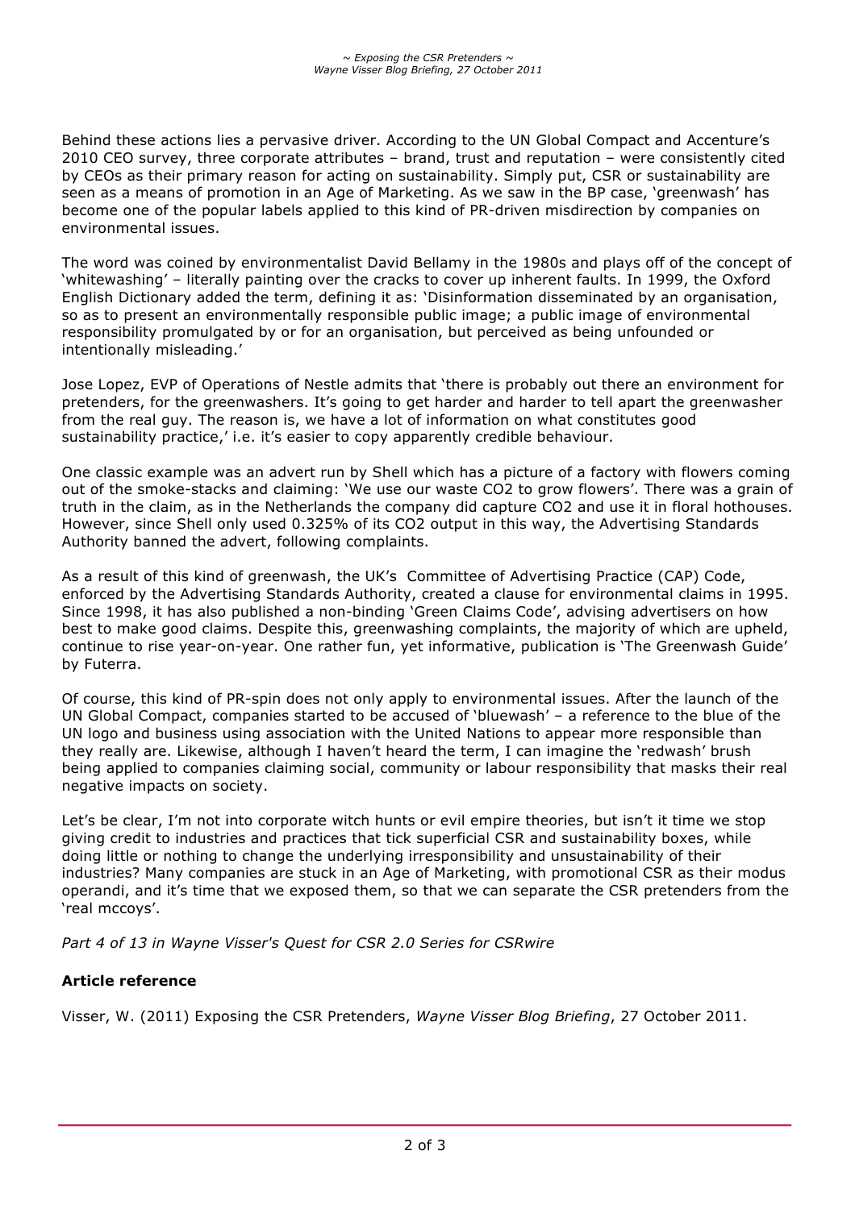Behind these actions lies a pervasive driver. According to the UN Global Compact and Accenture's 2010 CEO survey, three corporate attributes – brand, trust and reputation – were consistently cited by CEOs as their primary reason for acting on sustainability. Simply put, CSR or sustainability are seen as a means of promotion in an Age of Marketing. As we saw in the BP case, 'greenwash' has become one of the popular labels applied to this kind of PR-driven misdirection by companies on environmental issues.

The word was coined by environmentalist David Bellamy in the 1980s and plays off of the concept of 'whitewashing' – literally painting over the cracks to cover up inherent faults. In 1999, the Oxford English Dictionary added the term, defining it as: 'Disinformation disseminated by an organisation, so as to present an environmentally responsible public image; a public image of environmental responsibility promulgated by or for an organisation, but perceived as being unfounded or intentionally misleading.'

Jose Lopez, EVP of Operations of Nestle admits that 'there is probably out there an environment for pretenders, for the greenwashers. It's going to get harder and harder to tell apart the greenwasher from the real guy. The reason is, we have a lot of information on what constitutes good sustainability practice,' i.e. it's easier to copy apparently credible behaviour.

One classic example was an advert run by Shell which has a picture of a factory with flowers coming out of the smoke-stacks and claiming: 'We use our waste CO2 to grow flowers'. There was a grain of truth in the claim, as in the Netherlands the company did capture CO2 and use it in floral hothouses. However, since Shell only used 0.325% of its CO2 output in this way, the Advertising Standards Authority banned the advert, following complaints.

As a result of this kind of greenwash, the UK's Committee of Advertising Practice (CAP) Code, enforced by the Advertising Standards Authority, created a clause for environmental claims in 1995. Since 1998, it has also published a non-binding 'Green Claims Code', advising advertisers on how best to make good claims. Despite this, greenwashing complaints, the majority of which are upheld, continue to rise year-on-year. One rather fun, yet informative, publication is 'The Greenwash Guide' by Futerra.

Of course, this kind of PR-spin does not only apply to environmental issues. After the launch of the UN Global Compact, companies started to be accused of 'bluewash' – a reference to the blue of the UN logo and business using association with the United Nations to appear more responsible than they really are. Likewise, although I haven't heard the term, I can imagine the 'redwash' brush being applied to companies claiming social, community or labour responsibility that masks their real negative impacts on society.

Let's be clear, I'm not into corporate witch hunts or evil empire theories, but isn't it time we stop giving credit to industries and practices that tick superficial CSR and sustainability boxes, while doing little or nothing to change the underlying irresponsibility and unsustainability of their industries? Many companies are stuck in an Age of Marketing, with promotional CSR as their modus operandi, and it's time that we exposed them, so that we can separate the CSR pretenders from the 'real mccoys'.

*Part 4 of 13 in Wayne Visser's Quest for CSR 2.0 Series for CSRwire*

**Article reference**

Visser, W. (2011) Exposing the CSR Pretenders, *Wayne Visser Blog Briefing*, 27 October 2011.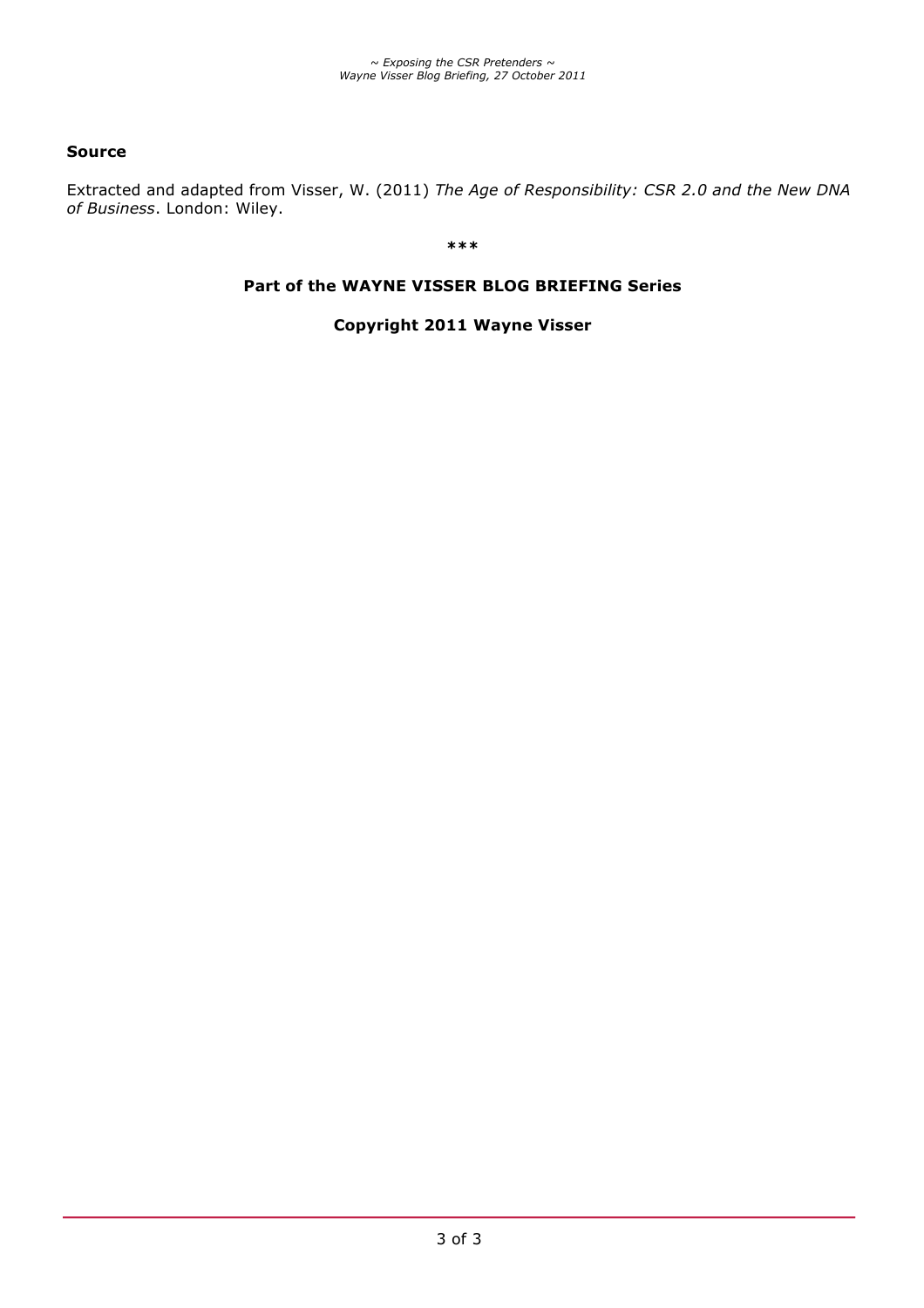**Source**

Extracted and adapted from Visser, W. (2011) *The Age of Responsibility: CSR 2.0 and the New DNA of Business*. London: Wiley.

***

**Part of the WAYNE VISSER BLOG BRIEFING Series**

**Copyright 2011 Wayne Visser**